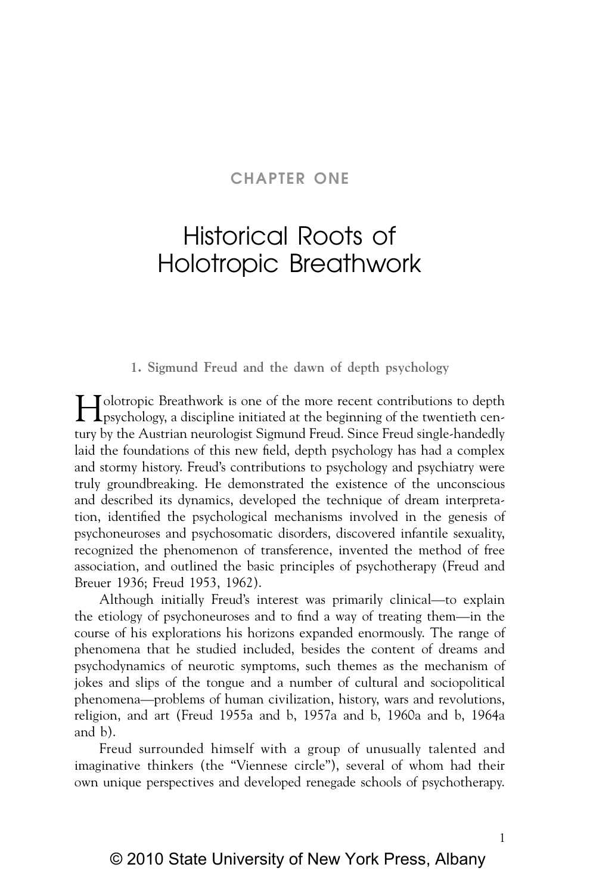# CHAPTER ONE

# Historical Roots of Holotropic Breathwork

## 1. Sigmund Freud and the dawn of depth psychology

Holotropic Breathwork is one of the more recent contributions to depth psychology, a discipline initiated at the beginning of the twentieth century by the Austrian neurologist Sigmund Freud. Since Freud single-handedly laid the foundations of this new field, depth psychology has had a complex and stormy history. Freud's contributions to psychology and psychiatry were truly groundbreaking. He demonstrated the existence of the unconscious and described its dynamics, developed the technique of dream interpretation, identified the psychological mechanisms involved in the genesis of psychoneuroses and psychosomatic disorders, discovered infantile sexuality, recognized the phenomenon of transference, invented the method of free association, and outlined the basic principles of psychotherapy (Freud and Breuer 1936; Freud 1953, 1962).

Although initially Freud's interest was primarily clinical—to explain the etiology of psychoneuroses and to find a way of treating them—in the course of his explorations his horizons expanded enormously. The range of phenomena that he studied included, besides the content of dreams and psychodynamics of neurotic symptoms, such themes as the mechanism of jokes and slips of the tongue and a number of cultural and sociopolitical phenomena—problems of human civilization, history, wars and revolutions, religion, and art (Freud 1955a and b, 1957a and b, 1960a and b, 1964a and b).

Freud surrounded himself with a group of unusually talented and imaginative thinkers (the "Viennese circle"), several of whom had their own unique perspectives and developed renegade schools of psychotherapy.

© 2010 State University of New York Press, Albany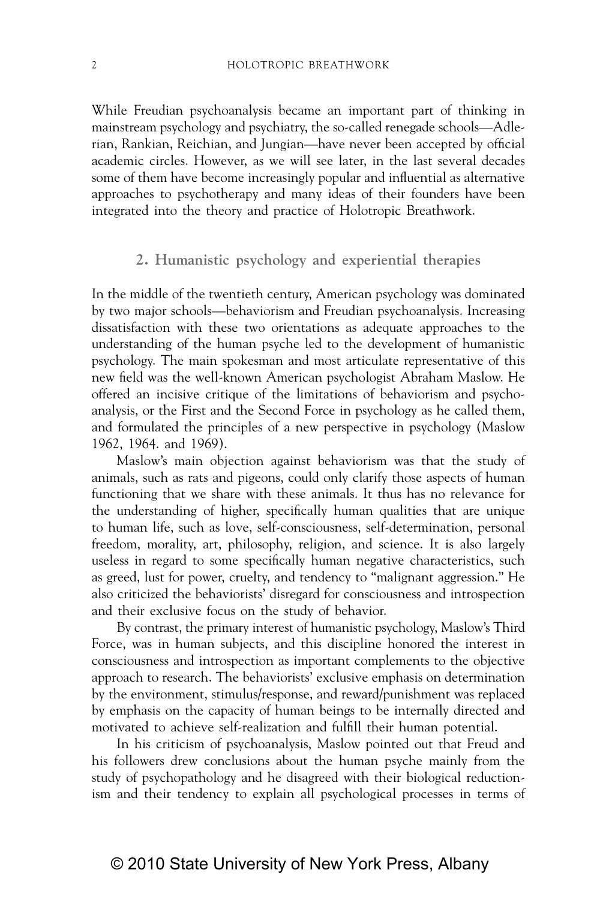While Freudian psychoanalysis became an important part of thinking in mainstream psychology and psychiatry, the so-called renegade schools—Adlerian, Rankian, Reichian, and Jungian—have never been accepted by official academic circles. However, as we will see later, in the last several decades some of them have become increasingly popular and influential as alternative approaches to psychotherapy and many ideas of their founders have been integrated into the theory and practice of Holotropic Breathwork.

## 2. Humanistic psychology and experiential therapies

In the middle of the twentieth century, American psychology was dominated by two major schools—behaviorism and Freudian psychoanalysis. Increasing dissatisfaction with these two orientations as adequate approaches to the understanding of the human psyche led to the development of humanistic psychology. The main spokesman and most articulate representative of this new field was the well-known American psychologist Abraham Maslow. He offered an incisive critique of the limitations of behaviorism and psychoanalysis, or the First and the Second Force in psychology as he called them, and formulated the principles of a new perspective in psychology (Maslow 1962, 1964. and 1969).

Maslow's main objection against behaviorism was that the study of animals, such as rats and pigeons, could only clarify those aspects of human functioning that we share with these animals. It thus has no relevance for the understanding of higher, specifically human qualities that are unique to human life, such as love, self-consciousness, self-determination, personal freedom, morality, art, philosophy, religion, and science. It is also largely useless in regard to some specifically human negative characteristics, such as greed, lust for power, cruelty, and tendency to "malignant aggression." He also criticized the behaviorists' disregard for consciousness and introspection and their exclusive focus on the study of behavior.

By contrast, the primary interest of humanistic psychology, Maslow's Third Force, was in human subjects, and this discipline honored the interest in consciousness and introspection as important complements to the objective approach to research. The behaviorists' exclusive emphasis on determination by the environment, stimulus/response, and reward/punishment was replaced by emphasis on the capacity of human beings to be internally directed and motivated to achieve self-realization and fulfill their human potential.

In his criticism of psychoanalysis, Maslow pointed out that Freud and his followers drew conclusions about the human psyche mainly from the study of psychopathology and he disagreed with their biological reductionism and their tendency to explain all psychological processes in terms of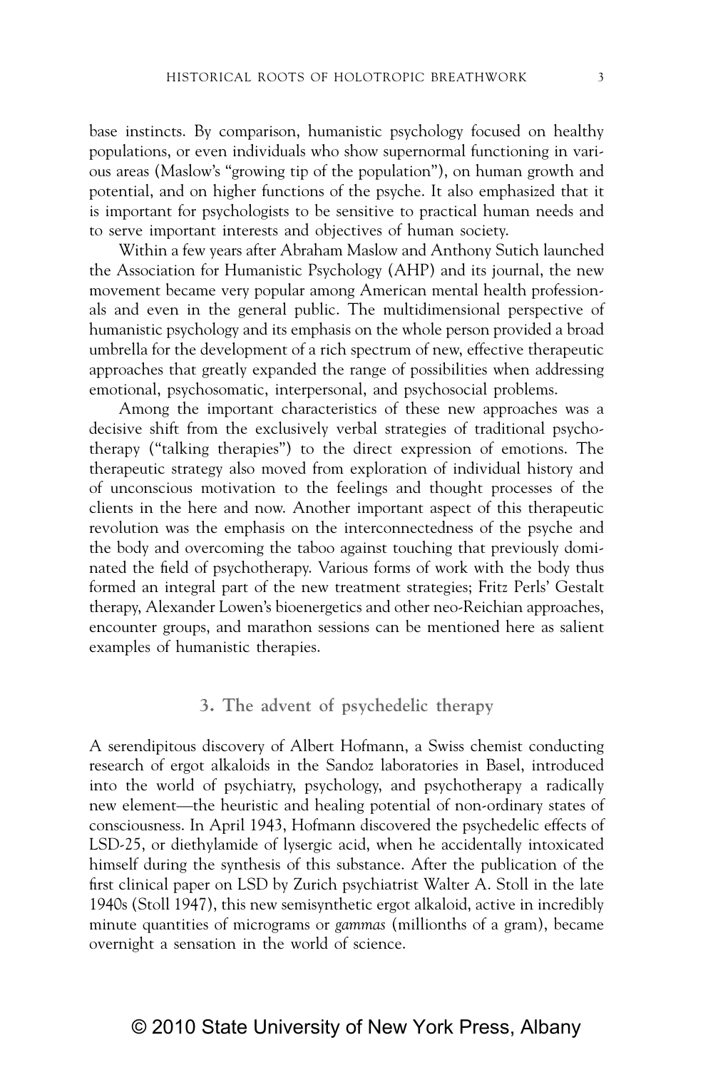base instincts. By comparison, humanistic psychology focused on healthy populations, or even individuals who show supernormal functioning in various areas (Maslow's "growing tip of the population"), on human growth and potential, and on higher functions of the psyche. It also emphasized that it is important for psychologists to be sensitive to practical human needs and to serve important interests and objectives of human society.

Within a few years after Abraham Maslow and Anthony Sutich launched the Association for Humanistic Psychology (AHP) and its journal, the new movement became very popular among American mental health professionals and even in the general public. The multidimensional perspective of humanistic psychology and its emphasis on the whole person provided a broad umbrella for the development of a rich spectrum of new, effective therapeutic approaches that greatly expanded the range of possibilities when addressing emotional, psychosomatic, interpersonal, and psychosocial problems.

Among the important characteristics of these new approaches was a decisive shift from the exclusively verbal strategies of traditional psychotherapy ("talking therapies") to the direct expression of emotions. The therapeutic strategy also moved from exploration of individual history and of unconscious motivation to the feelings and thought processes of the clients in the here and now. Another important aspect of this therapeutic revolution was the emphasis on the interconnectedness of the psyche and the body and overcoming the taboo against touching that previously dominated the field of psychotherapy. Various forms of work with the body thus formed an integral part of the new treatment strategies; Fritz Perls' Gestalt therapy, Alexander Lowen's bioenergetics and other neo-Reichian approaches, encounter groups, and marathon sessions can be mentioned here as salient examples of humanistic therapies.

## 3. The advent of psychedelic therapy

A serendipitous discovery of Albert Hofmann, a Swiss chemist conducting research of ergot alkaloids in the Sandoz laboratories in Basel, introduced into the world of psychiatry, psychology, and psychotherapy a radically new element—the heuristic and healing potential of non-ordinary states of consciousness. In April 1943, Hofmann discovered the psychedelic effects of LSD-25, or diethylamide of lysergic acid, when he accidentally intoxicated himself during the synthesis of this substance. After the publication of the first clinical paper on LSD by Zurich psychiatrist Walter A. Stoll in the late 1940s (Stoll 1947), this new semisynthetic ergot alkaloid, active in incredibly minute quantities of micrograms or *gammas* (millionths of a gram), became overnight a sensation in the world of science.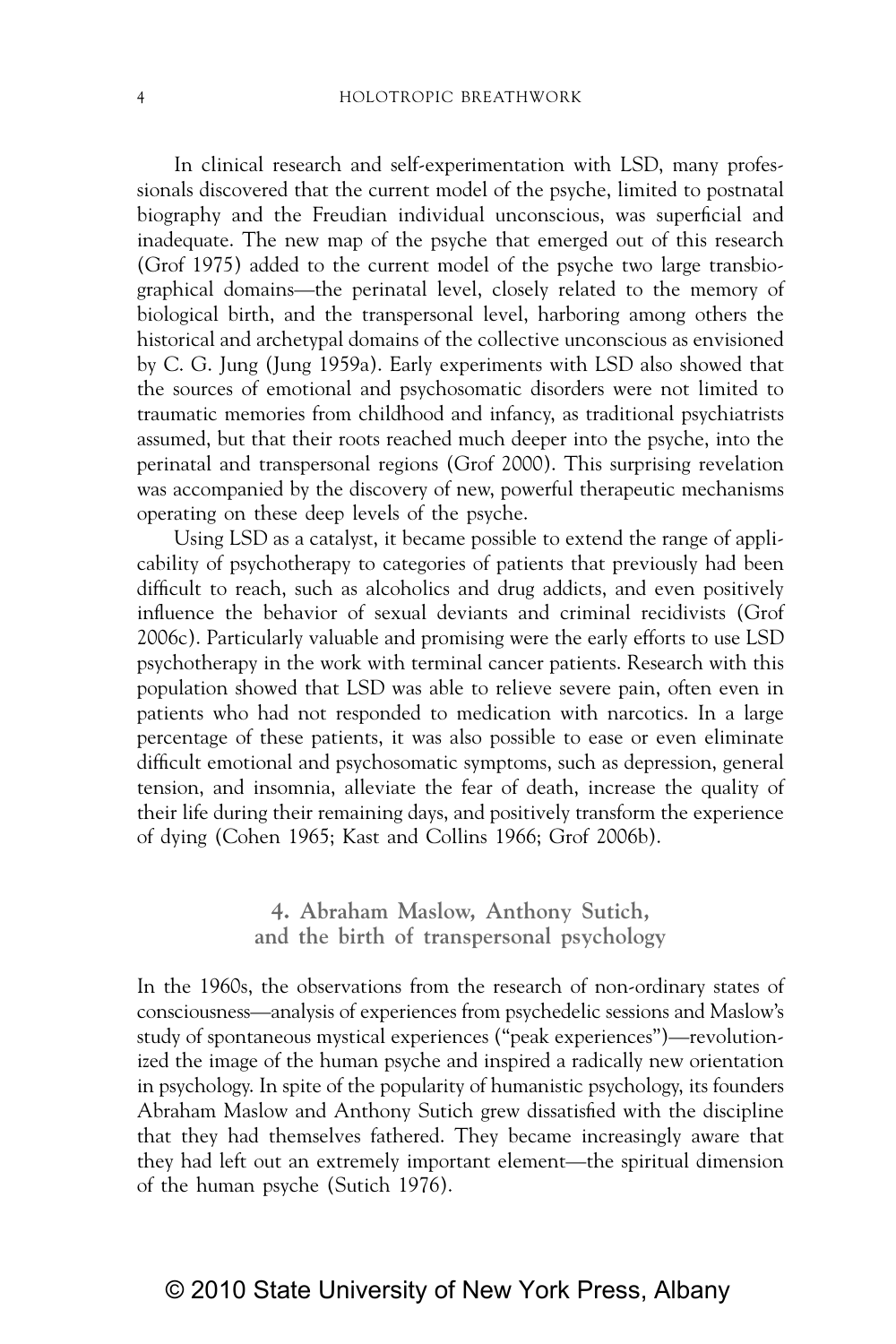In clinical research and self-experimentation with LSD, many professionals discovered that the current model of the psyche, limited to postnatal biography and the Freudian individual unconscious, was superficial and inadequate. The new map of the psyche that emerged out of this research (Grof 1975) added to the current model of the psyche two large transbiographical domains—the perinatal level, closely related to the memory of biological birth, and the transpersonal level, harboring among others the historical and archetypal domains of the collective unconscious as envisioned by C. G. Jung (Jung 1959a). Early experiments with LSD also showed that the sources of emotional and psychosomatic disorders were not limited to traumatic memories from childhood and infancy, as traditional psychiatrists assumed, but that their roots reached much deeper into the psyche, into the perinatal and transpersonal regions (Grof 2000). This surprising revelation was accompanied by the discovery of new, powerful therapeutic mechanisms operating on these deep levels of the psyche.

Using LSD as a catalyst, it became possible to extend the range of applicability of psychotherapy to categories of patients that previously had been difficult to reach, such as alcoholics and drug addicts, and even positively influence the behavior of sexual deviants and criminal recidivists (Grof 2006c). Particularly valuable and promising were the early efforts to use LSD psychotherapy in the work with terminal cancer patients. Research with this population showed that LSD was able to relieve severe pain, often even in patients who had not responded to medication with narcotics. In a large percentage of these patients, it was also possible to ease or even eliminate difficult emotional and psychosomatic symptoms, such as depression, general tension, and insomnia, alleviate the fear of death, increase the quality of their life during their remaining days, and positively transform the experience of dying (Cohen 1965; Kast and Collins 1966; Grof 2006b).

### 4. Abraham Maslow, Anthony Sutich, and the birth of transpersonal psychology

In the 1960s, the observations from the research of non-ordinary states of consciousness—analysis of experiences from psychedelic sessions and Maslow's study of spontaneous mystical experiences ("peak experiences")—revolutionized the image of the human psyche and inspired a radically new orientation in psychology. In spite of the popularity of humanistic psychology, its founders Abraham Maslow and Anthony Sutich grew dissatisfied with the discipline that they had themselves fathered. They became increasingly aware that they had left out an extremely important element—the spiritual dimension of the human psyche (Sutich 1976).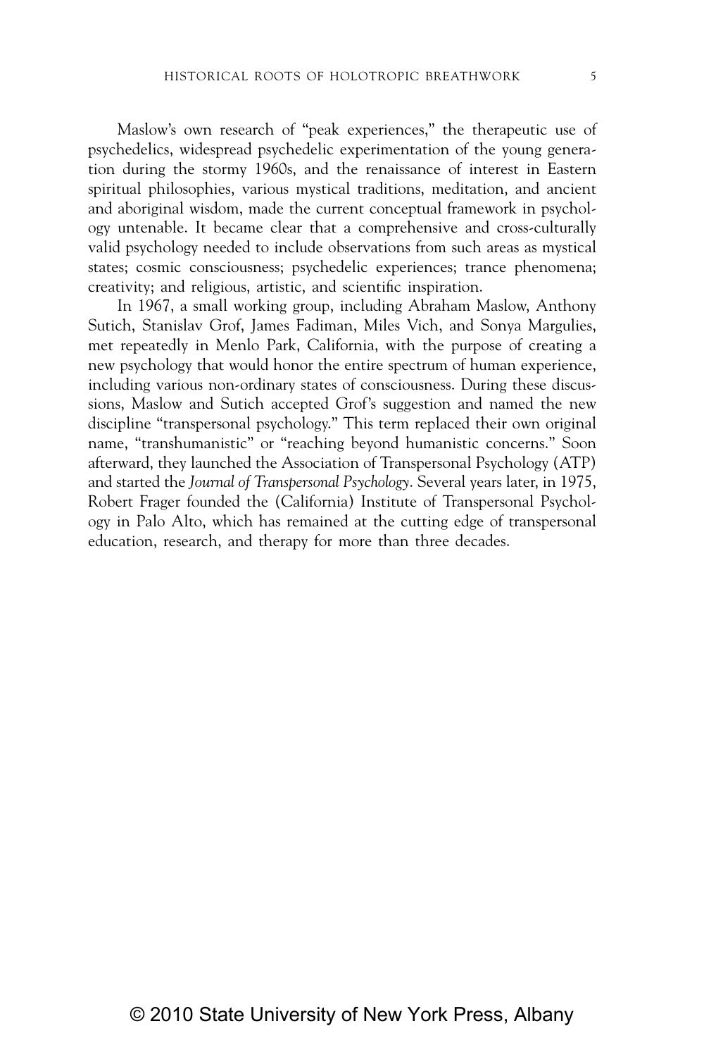Maslow's own research of "peak experiences," the therapeutic use of psychedelics, widespread psychedelic experimentation of the young generation during the stormy 1960s, and the renaissance of interest in Eastern spiritual philosophies, various mystical traditions, meditation, and ancient and aboriginal wisdom, made the current conceptual framework in psychology untenable. It became clear that a comprehensive and cross-culturally valid psychology needed to include observations from such areas as mystical states; cosmic consciousness; psychedelic experiences; trance phenomena; creativity; and religious, artistic, and scientific inspiration.

In 1967, a small working group, including Abraham Maslow, Anthony Sutich, Stanislav Grof, James Fadiman, Miles Vich, and Sonya Margulies, met repeatedly in Menlo Park, California, with the purpose of creating a new psychology that would honor the entire spectrum of human experience, including various non-ordinary states of consciousness. During these discussions, Maslow and Sutich accepted Grof's suggestion and named the new discipline "transpersonal psychology." This term replaced their own original name, "transhumanistic" or "reaching beyond humanistic concerns." Soon afterward, they launched the Association of Transpersonal Psychology (ATP) and started the *Journal of Transpersonal Psychology*. Several years later, in 1975, Robert Frager founded the (California) Institute of Transpersonal Psychology in Palo Alto, which has remained at the cutting edge of transpersonal education, research, and therapy for more than three decades.

© 2010 State University of New York Press, Albany